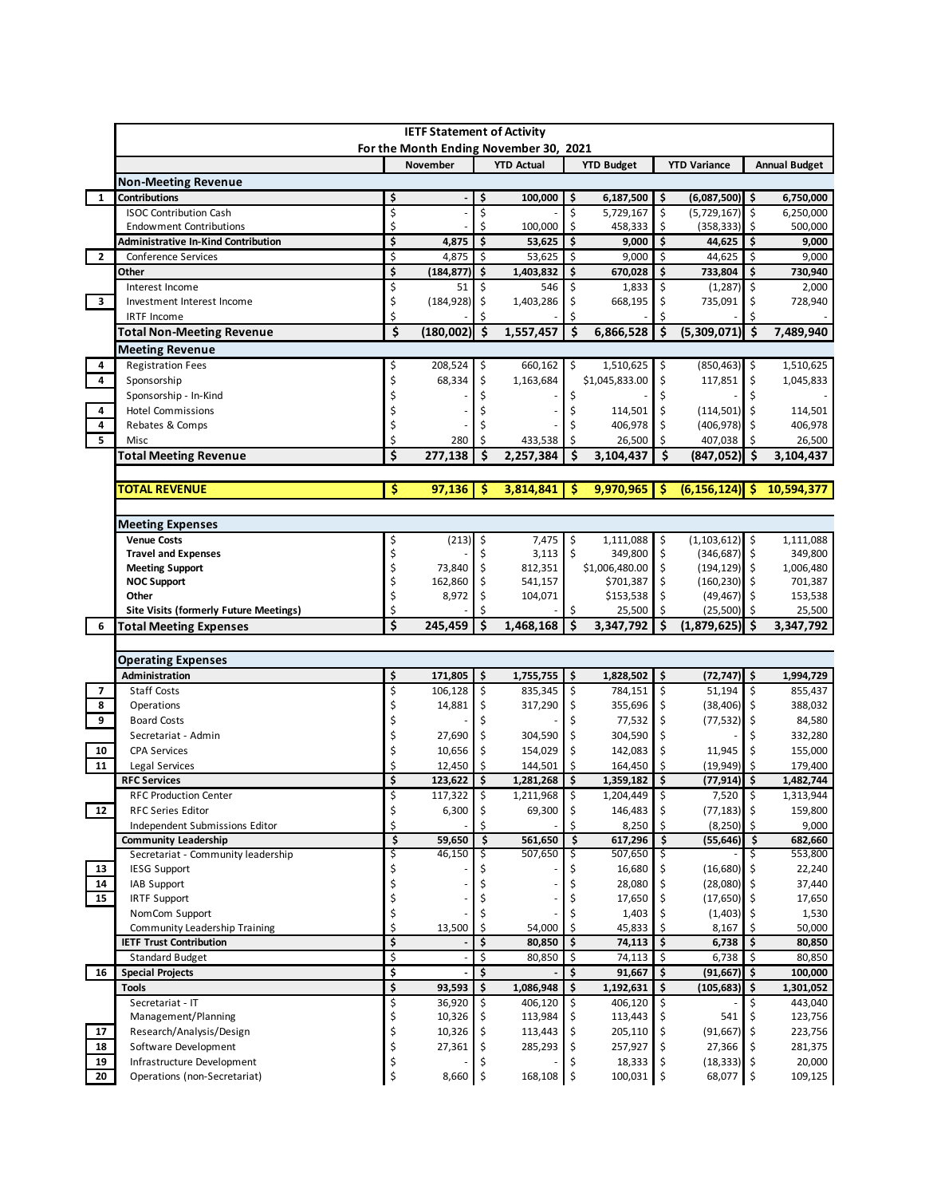# IETF Statement of Activity

For the Month Ending November 30, 2021

| # | | November | YTD Actual | YTD Budget | YTD Variance | Annual Budget |
|---|---|---|---|---|---|---|
| | **Non-Meeting Revenue** | | | | | |
| 1 | **Contributions** | **$ -** | **$ 100,000** | **$ 6,187,500** | **$ (6,087,500)** | **$ 6,750,000** |
| | ISOC Contribution Cash | $ - | $ - | $ 5,729,167 | $ (5,729,167) | $ 6,250,000 |
| | Endowment Contributions | $ - | $ 100,000 | $ 458,333 | $ (358,333) | $ 500,000 |
| | **Administrative In-Kind Contribution** | **$ 4,875** | **$ 53,625** | **$ 9,000** | **$ 44,625** | **$ 9,000** |
| 2 | Conference Services | $ 4,875 | $ 53,625 | $ 9,000 | $ 44,625 | $ 9,000 |
| | **Other** | **$ (184,877)** | **$ 1,403,832** | **$ 670,028** | **$ 733,804** | **$ 730,940** |
| | Interest Income | $ 51 | $ 546 | $ 1,833 | $ (1,287) | $ 2,000 |
| 3 | Investment Interest Income | $ (184,928) | $ 1,403,286 | $ 668,195 | $ 735,091 | $ 728,940 |
| | IRTF Income | $ - | $ - | $ - | $ - | $ - |
| | **Total Non-Meeting Revenue** | **$ (180,002)** | **$ 1,557,457** | **$ 6,866,528** | **$ (5,309,071)** | **$ 7,489,940** |
| | **Meeting Revenue** | | | | | |
| 4 | Registration Fees | $ 208,524 | $ 660,162 | $ 1,510,625 | $ (850,463) | $ 1,510,625 |
| 4 | Sponsorship | $ 68,334 | $ 1,163,684 | $1,045,833.00 | $ 117,851 | $ 1,045,833 |
| | Sponsorship - In-Kind | $ - | $ - | $ - | $ - | $ - |
| 4 | Hotel Commissions | $ - | $ - | $ 114,501 | $ (114,501) | $ 114,501 |
| 4 | Rebates & Comps | $ - | $ - | $ 406,978 | $ (406,978) | $ 406,978 |
| 5 | Misc | $ 280 | $ 433,538 | $ 26,500 | $ 407,038 | $ 26,500 |
| | **Total Meeting Revenue** | **$ 277,138** | **$ 2,257,384** | **$ 3,104,437** | **$ (847,052)** | **$ 3,104,437** |
| | **TOTAL REVENUE** | **$ 97,136** | **$ 3,814,841** | **$ 9,970,965** | **$ (6,156,124)** | **$ 10,594,377** |
| | **Meeting Expenses** | | | | | |
| | **Venue Costs** | $ (213) | $ 7,475 | $ 1,111,088 | $ (1,103,612) | $ 1,111,088 |
| | **Travel and Expenses** | $ - | $ 3,113 | $ 349,800 | $ (346,687) | $ 349,800 |
| | **Meeting Support** | $ 73,840 | $ 812,351 | $1,006,480.00 | $ (194,129) | $ 1,006,480 |
| | **NOC Support** | $ 162,860 | $ 541,157 | $701,387 | $ (160,230) | $ 701,387 |
| | **Other** | $ 8,972 | $ 104,071 | $153,538 | $ (49,467) | $ 153,538 |
| | **Site Visits (formerly Future Meetings)** | $ - | $ - | $ 25,500 | $ (25,500) | $ 25,500 |
| 6 | **Total Meeting Expenses** | **$ 245,459** | **$ 1,468,168** | **$ 3,347,792** | **$ (1,879,625)** | **$ 3,347,792** |
| | **Operating Expenses** | | | | | |
| | **Administration** | **$ 171,805** | **$ 1,755,755** | **$ 1,828,502** | **$ (72,747)** | **$ 1,994,729** |
| 7 | Staff Costs | $ 106,128 | $ 835,345 | $ 784,151 | $ 51,194 | $ 855,437 |
| 8 | Operations | $ 14,881 | $ 317,290 | $ 355,696 | $ (38,406) | $ 388,032 |
| 9 | Board Costs | $ - | $ - | $ 77,532 | $ (77,532) | $ 84,580 |
| | Secretariat - Admin | $ 27,690 | $ 304,590 | $ 304,590 | $ - | $ 332,280 |
| 10 | CPA Services | $ 10,656 | $ 154,029 | $ 142,083 | $ 11,945 | $ 155,000 |
| 11 | Legal Services | $ 12,450 | $ 144,501 | $ 164,450 | $ (19,949) | $ 179,400 |
| | **RFC Services** | **$ 123,622** | **$ 1,281,268** | **$ 1,359,182** | **$ (77,914)** | **$ 1,482,744** |
| | RFC Production Center | $ 117,322 | $ 1,211,968 | $ 1,204,449 | $ 7,520 | $ 1,313,944 |
| 12 | RFC Series Editor | $ 6,300 | $ 69,300 | $ 146,483 | $ (77,183) | $ 159,800 |
| | Independent Submissions Editor | $ - | $ - | $ 8,250 | $ (8,250) | $ 9,000 |
| | **Community Leadership** | **$ 59,650** | **$ 561,650** | **$ 617,296** | **$ (55,646)** | **$ 682,660** |
| | Secretariat - Community leadership | $ 46,150 | $ 507,650 | $ 507,650 | $ - | $ 553,800 |
| 13 | IESG Support | $ - | $ - | $ 16,680 | $ (16,680) | $ 22,240 |
| 14 | IAB Support | $ - | $ - | $ 28,080 | $ (28,080) | $ 37,440 |
| 15 | IRTF Support | $ - | $ - | $ 17,650 | $ (17,650) | $ 17,650 |
| | NomCom Support | $ - | $ - | $ 1,403 | $ (1,403) | $ 1,530 |
| | Community Leadership Training | $ 13,500 | $ 54,000 | $ 45,833 | $ 8,167 | $ 50,000 |
| | **IETF Trust Contribution** | **$ -** | **$ 80,850** | **$ 74,113** | **$ 6,738** | **$ 80,850** |
| | Standard Budget | $ - | $ 80,850 | $ 74,113 | $ 6,738 | $ 80,850 |
| 16 | **Special Projects** | **$ -** | **$ -** | **$ 91,667** | **$ (91,667)** | **$ 100,000** |
| | **Tools** | **$ 93,593** | **$ 1,086,948** | **$ 1,192,631** | **$ (105,683)** | **$ 1,301,052** |
| | Secretariat - IT | $ 36,920 | $ 406,120 | $ 406,120 | $ - | $ 443,040 |
| | Management/Planning | $ 10,326 | $ 113,984 | $ 113,443 | $ 541 | $ 123,756 |
| 17 | Research/Analysis/Design | $ 10,326 | $ 113,443 | $ 205,110 | $ (91,667) | $ 223,756 |
| 18 | Software Development | $ 27,361 | $ 285,293 | $ 257,927 | $ 27,366 | $ 281,375 |
| 19 | Infrastructure Development | $ - | $ - | $ 18,333 | $ (18,333) | $ 20,000 |
| 20 | Operations (non-Secretariat) | $ 8,660 | $ 168,108 | $ 100,031 | $ 68,077 | $ 109,125 |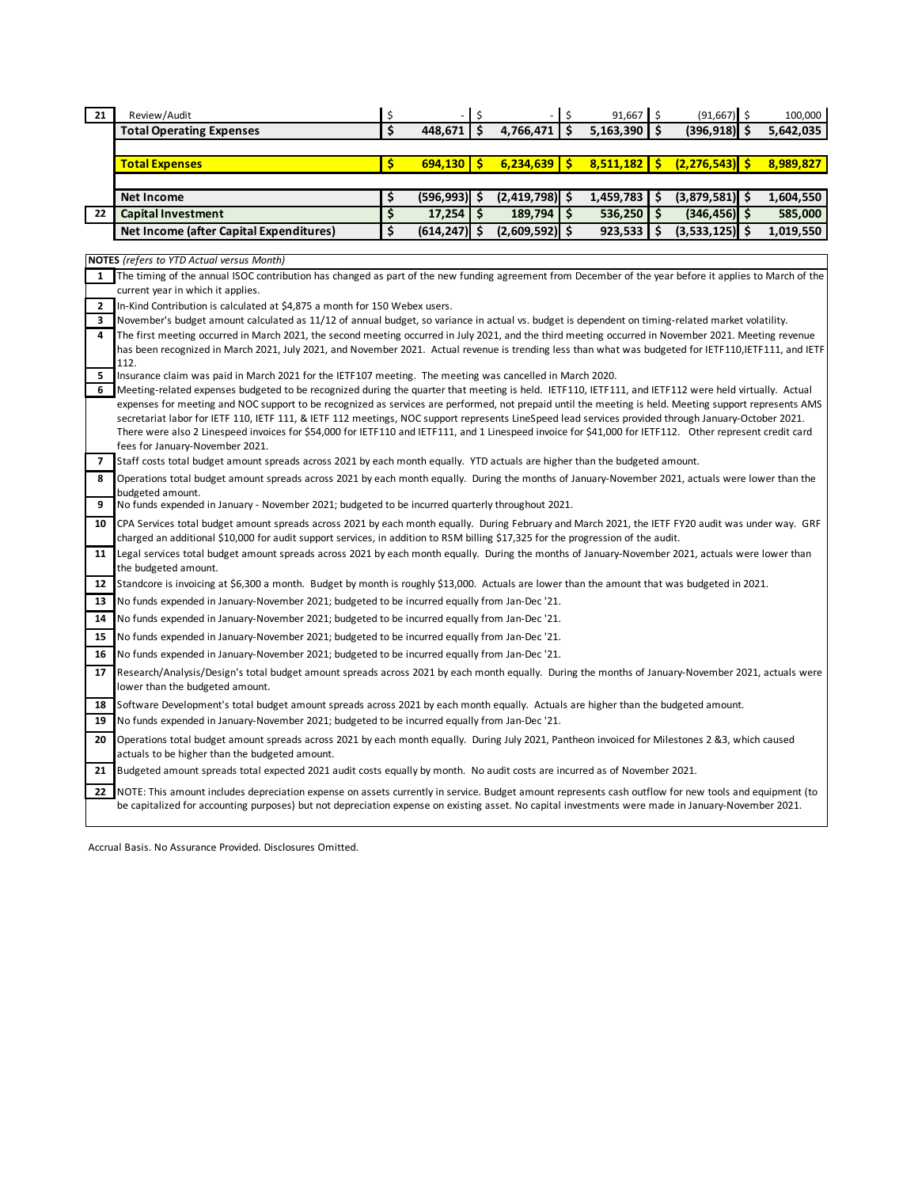| | | | | | | |
|---|---|---|---|---|---|---|
| 21 | Review/Audit | $ - | $ - | $ 91,667 | $ (91,667) | $ 100,000 |
| | **Total Operating Expenses** | **$ 448,671** | **$ 4,766,471** | **$ 5,163,390** | **$ (396,918)** | **$ 5,642,035** |
| | | | | | | |
| | **Total Expenses** | **$ 694,130** | **$ 6,234,639** | **$ 8,511,182** | **$ (2,276,543)** | **$ 8,989,827** |
| | | | | | | |
| | **Net Income** | **$ (596,993)** | **$ (2,419,798)** | **$ 1,459,783** | **$ (3,879,581)** | **$ 1,604,550** |
| 22 | **Capital Investment** | **$ 17,254** | **$ 189,794** | **$ 536,250** | **$ (346,456)** | **$ 585,000** |
| | **Net Income (after Capital Expenditures)** | **$ (614,247)** | **$ (2,609,592)** | **$ 923,533** | **$ (3,533,125)** | **$ 1,019,550** |

**NOTES** *(refers to YTD Actual versus Month)*

| | |
|---|---|
| 1 | The timing of the annual ISOC contribution has changed as part of the new funding agreement from December of the year before it applies to March of the current year in which it applies. |
| 2 | In-Kind Contribution is calculated at $4,875 a month for 150 Webex users. |
| 3 | November's budget amount calculated as 11/12 of annual budget, so variance in actual vs. budget is dependent on timing-related market volatility. |
| 4 | The first meeting occurred in March 2021, the second meeting occurred in July 2021, and the third meeting occurred in November 2021. Meeting revenue has been recognized in March 2021, July 2021, and November 2021. Actual revenue is trending less than what was budgeted for IETF110,IETF111, and IETF 112. |
| 5 | Insurance claim was paid in March 2021 for the IETF107 meeting. The meeting was cancelled in March 2020. |
| 6 | Meeting-related expenses budgeted to be recognized during the quarter that meeting is held. IETF110, IETF111, and IETF112 were held virtually. Actual expenses for meeting and NOC support to be recognized as services are performed, not prepaid until the meeting is held. Meeting support represents AMS secretariat labor for IETF 110, IETF 111, & IETF 112 meetings, NOC support represents LineSpeed lead services provided through January-October 2021. There were also 2 Linespeed invoices for $54,000 for IETF110 and IETF111, and 1 Linespeed invoice for $41,000 for IETF112. Other represent credit card fees for January-November 2021. |
| 7 | Staff costs total budget amount spreads across 2021 by each month equally. YTD actuals are higher than the budgeted amount. |
| 8 | Operations total budget amount spreads across 2021 by each month equally. During the months of January-November 2021, actuals were lower than the budgeted amount. |
| 9 | No funds expended in January - November 2021; budgeted to be incurred quarterly throughout 2021. |
| 10 | CPA Services total budget amount spreads across 2021 by each month equally. During February and March 2021, the IETF FY20 audit was under way. GRF charged an additional $10,000 for audit support services, in addition to RSM billing $17,325 for the progression of the audit. |
| 11 | Legal services total budget amount spreads across 2021 by each month equally. During the months of January-November 2021, actuals were lower than the budgeted amount. |
| 12 | Standcore is invoicing at $6,300 a month. Budget by month is roughly $13,000. Actuals are lower than the amount that was budgeted in 2021. |
| 13 | No funds expended in January-November 2021; budgeted to be incurred equally from Jan-Dec '21. |
| 14 | No funds expended in January-November 2021; budgeted to be incurred equally from Jan-Dec '21. |
| 15 | No funds expended in January-November 2021; budgeted to be incurred equally from Jan-Dec '21. |
| 16 | No funds expended in January-November 2021; budgeted to be incurred equally from Jan-Dec '21. |
| 17 | Research/Analysis/Design's total budget amount spreads across 2021 by each month equally. During the months of January-November 2021, actuals were lower than the budgeted amount. |
| 18 | Software Development's total budget amount spreads across 2021 by each month equally. Actuals are higher than the budgeted amount. |
| 19 | No funds expended in January-November 2021; budgeted to be incurred equally from Jan-Dec '21. |
| 20 | Operations total budget amount spreads across 2021 by each month equally. During July 2021, Pantheon invoiced for Milestones 2 &3, which caused actuals to be higher than the budgeted amount. |
| 21 | Budgeted amount spreads total expected 2021 audit costs equally by month. No audit costs are incurred as of November 2021. |
| 22 | NOTE: This amount includes depreciation expense on assets currently in service. Budget amount represents cash outflow for new tools and equipment (to be capitalized for accounting purposes) but not depreciation expense on existing asset. No capital investments were made in January-November 2021. |

Accrual Basis. No Assurance Provided. Disclosures Omitted.